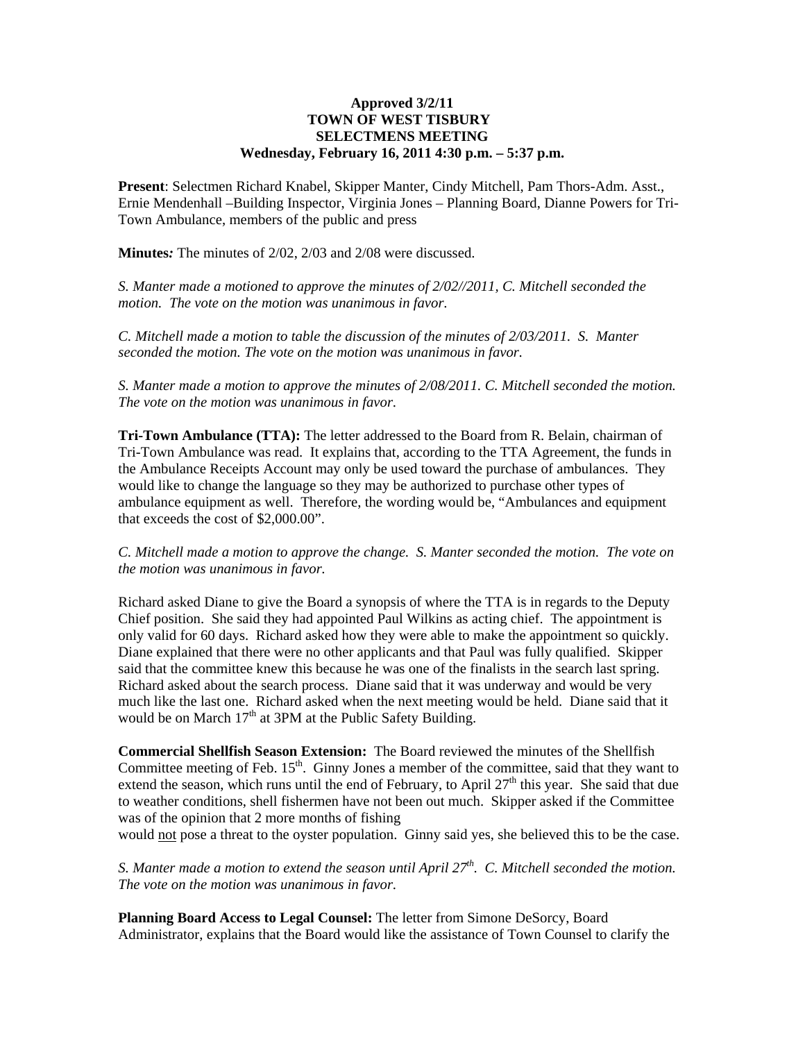**Approved 3/2/11**
**TOWN OF WEST TISBURY**
**SELECTMENS MEETING**
**Wednesday, February 16, 2011 4:30 p.m. – 5:37 p.m.**

**Present**: Selectmen Richard Knabel, Skipper Manter, Cindy Mitchell, Pam Thors-Adm. Asst., Ernie Mendenhall –Building Inspector, Virginia Jones – Planning Board, Dianne Powers for Tri-Town Ambulance, members of the public and press

**Minutes***:* The minutes of 2/02, 2/03 and 2/08 were discussed.

*S. Manter made a motioned to approve the minutes of 2/02//2011, C. Mitchell seconded the motion. The vote on the motion was unanimous in favor.*

*C. Mitchell made a motion to table the discussion of the minutes of 2/03/2011. S. Manter seconded the motion. The vote on the motion was unanimous in favor.*

*S. Manter made a motion to approve the minutes of 2/08/2011. C. Mitchell seconded the motion. The vote on the motion was unanimous in favor.*

**Tri-Town Ambulance (TTA):** The letter addressed to the Board from R. Belain, chairman of Tri-Town Ambulance was read. It explains that, according to the TTA Agreement, the funds in the Ambulance Receipts Account may only be used toward the purchase of ambulances. They would like to change the language so they may be authorized to purchase other types of ambulance equipment as well. Therefore, the wording would be, "Ambulances and equipment that exceeds the cost of $2,000.00".

*C. Mitchell made a motion to approve the change. S. Manter seconded the motion. The vote on the motion was unanimous in favor.*

Richard asked Diane to give the Board a synopsis of where the TTA is in regards to the Deputy Chief position. She said they had appointed Paul Wilkins as acting chief. The appointment is only valid for 60 days. Richard asked how they were able to make the appointment so quickly. Diane explained that there were no other applicants and that Paul was fully qualified. Skipper said that the committee knew this because he was one of the finalists in the search last spring. Richard asked about the search process. Diane said that it was underway and would be very much like the last one. Richard asked when the next meeting would be held. Diane said that it would be on March 17th at 3PM at the Public Safety Building.

**Commercial Shellfish Season Extension:** The Board reviewed the minutes of the Shellfish Committee meeting of Feb. 15th. Ginny Jones a member of the committee, said that they want to extend the season, which runs until the end of February, to April 27th this year. She said that due to weather conditions, shell fishermen have not been out much. Skipper asked if the Committee was of the opinion that 2 more months of fishing would not pose a threat to the oyster population. Ginny said yes, she believed this to be the case.

*S. Manter made a motion to extend the season until April 27th. C. Mitchell seconded the motion. The vote on the motion was unanimous in favor.*

**Planning Board Access to Legal Counsel:** The letter from Simone DeSorcy, Board Administrator, explains that the Board would like the assistance of Town Counsel to clarify the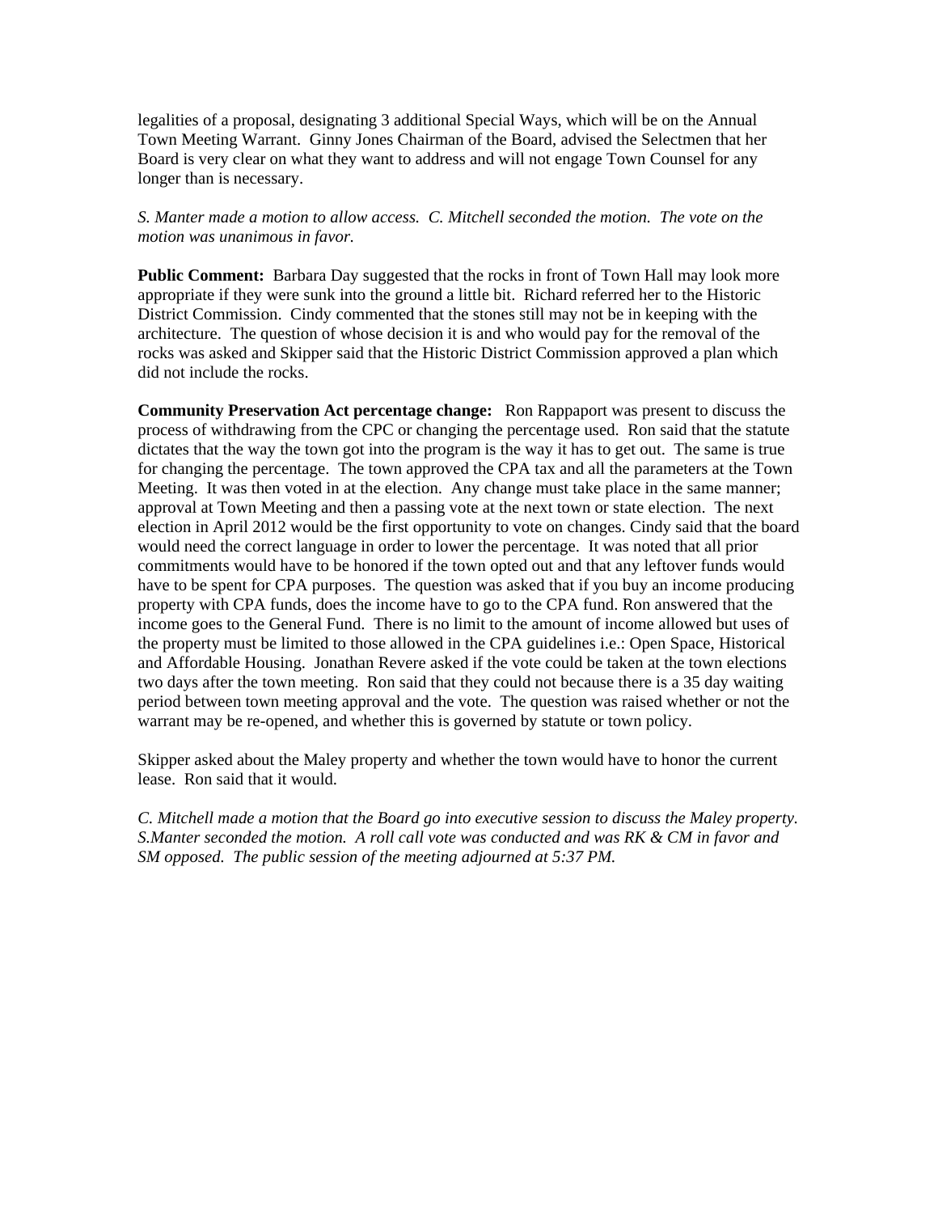legalities of a proposal, designating 3 additional Special Ways, which will be on the Annual Town Meeting Warrant. Ginny Jones Chairman of the Board, advised the Selectmen that her Board is very clear on what they want to address and will not engage Town Counsel for any longer than is necessary.

*S. Manter made a motion to allow access. C. Mitchell seconded the motion. The vote on the motion was unanimous in favor.*

**Public Comment:** Barbara Day suggested that the rocks in front of Town Hall may look more appropriate if they were sunk into the ground a little bit. Richard referred her to the Historic District Commission. Cindy commented that the stones still may not be in keeping with the architecture. The question of whose decision it is and who would pay for the removal of the rocks was asked and Skipper said that the Historic District Commission approved a plan which did not include the rocks.

**Community Preservation Act percentage change:** Ron Rappaport was present to discuss the process of withdrawing from the CPC or changing the percentage used. Ron said that the statute dictates that the way the town got into the program is the way it has to get out. The same is true for changing the percentage. The town approved the CPA tax and all the parameters at the Town Meeting. It was then voted in at the election. Any change must take place in the same manner; approval at Town Meeting and then a passing vote at the next town or state election. The next election in April 2012 would be the first opportunity to vote on changes. Cindy said that the board would need the correct language in order to lower the percentage. It was noted that all prior commitments would have to be honored if the town opted out and that any leftover funds would have to be spent for CPA purposes. The question was asked that if you buy an income producing property with CPA funds, does the income have to go to the CPA fund. Ron answered that the income goes to the General Fund. There is no limit to the amount of income allowed but uses of the property must be limited to those allowed in the CPA guidelines i.e.: Open Space, Historical and Affordable Housing. Jonathan Revere asked if the vote could be taken at the town elections two days after the town meeting. Ron said that they could not because there is a 35 day waiting period between town meeting approval and the vote. The question was raised whether or not the warrant may be re-opened, and whether this is governed by statute or town policy.

Skipper asked about the Maley property and whether the town would have to honor the current lease. Ron said that it would.

*C. Mitchell made a motion that the Board go into executive session to discuss the Maley property. S.Manter seconded the motion. A roll call vote was conducted and was RK & CM in favor and SM opposed. The public session of the meeting adjourned at 5:37 PM.*